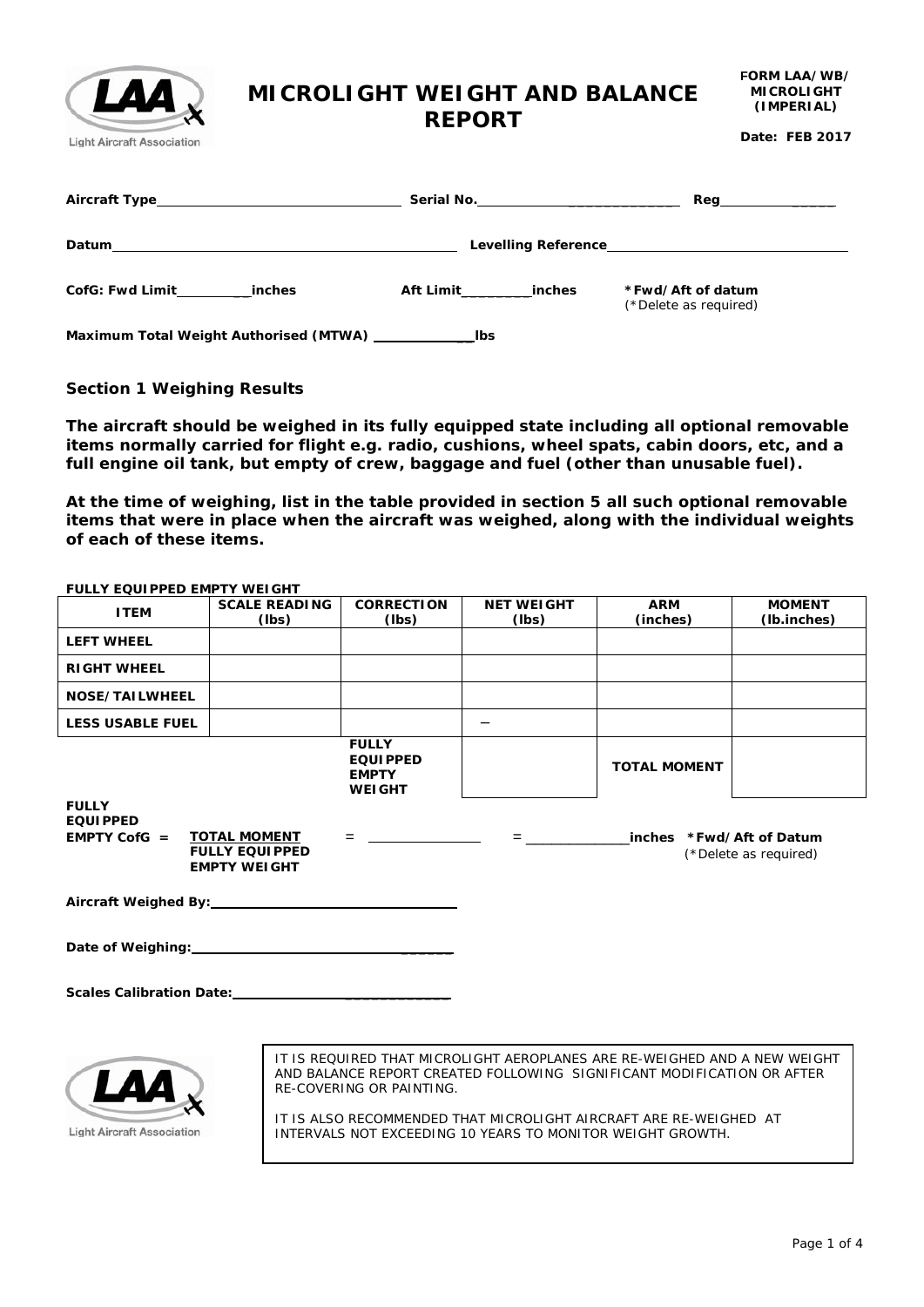# MICROLIGHT WEIGHT AND BALANCE REPORT

**FORM LAA/WB/ MICROLIGHT (IMPERIAL)**

**Date: FEB 2017**

**Aircraft Type**\_\_\_\_\_\_\_\_\_\_\_\_\_\_\_\_\_\_\_\_ **Serial No.**\_\_\_\_\_\_\_\_\_\_\_\_\_\_\_\_\_\_ **Reg**\_\_\_\_\_\_\_\_\_\_

**Datum**\_\_\_\_\_\_\_\_\_\_\_\_\_\_\_\_\_\_\_\_\_\_\_\_\_\_\_\_\_\_ **Levelling Reference**\_\_\_\_\_\_\_\_\_\_\_\_\_\_\_\_\_\_\_\_

**CofG: Fwd Limit**\_\_\_\_\_\_\_\_**inches** **Aft Limit**\_\_\_\_\_\_\_\_**inches** **\*Fwd/Aft of datum** (\*Delete as required)

**Maximum Total Weight Authorised (MTWA)** \_\_\_\_\_\_\_\_\_\_\_\_**lbs**

## Section 1 Weighing Results

**The aircraft should be weighed in its fully equipped state including all optional removable items normally carried for flight e.g. radio, cushions, wheel spats, cabin doors, etc, and a full engine oil tank, but empty of crew, baggage and fuel (other than unusable fuel).**

**At the time of weighing, list in the table provided in section 5 all such optional removable items that were in place when the aircraft was weighed, along with the individual weights of each of these items.**

**FULLY EQUIPPED EMPTY WEIGHT**

| ITEM | SCALE READING (lbs) | CORRECTION (lbs) | NET WEIGHT (lbs) | ARM (inches) | MOMENT (lb.inches) |
|---|---|---|---|---|---|
| LEFT WHEEL | | | | | |
| RIGHT WHEEL | | | | | |
| NOSE/TAILWHEEL | | | | | |
| LESS USABLE FUEL | | | – | | |
| | | FULLY EQUIPPED EMPTY WEIGHT | | TOTAL MOMENT | |

**FULLY EQUIPPED EMPTY CofG =** $\frac{\textbf{TOTAL MOMENT}}{\textbf{FULLY EQUIPPED EMPTY WEIGHT}}$ = \_\_\_\_\_\_\_\_\_\_\_\_ = \_\_\_\_\_\_\_\_\_\_\_\_**inches** **\*Fwd/Aft of Datum** (\*Delete as required)

**Aircraft Weighed By:**\_\_\_\_\_\_\_\_\_\_\_\_\_\_\_\_\_\_\_\_

**Date of Weighing:**\_\_\_\_\_\_\_\_\_\_\_\_\_\_\_\_\_\_\_\_

**Scales Calibration Date:**\_\_\_\_\_\_\_\_\_\_\_\_\_\_\_\_\_\_\_\_

IT IS REQUIRED THAT MICROLIGHT AEROPLANES ARE RE-WEIGHED AND A NEW WEIGHT AND BALANCE REPORT CREATED FOLLOWING SIGNIFICANT MODIFICATION OR AFTER RE-COVERING OR PAINTING.

IT IS ALSO RECOMMENDED THAT MICROLIGHT AIRCRAFT ARE RE-WEIGHED AT INTERVALS NOT EXCEEDING 10 YEARS TO MONITOR WEIGHT GROWTH.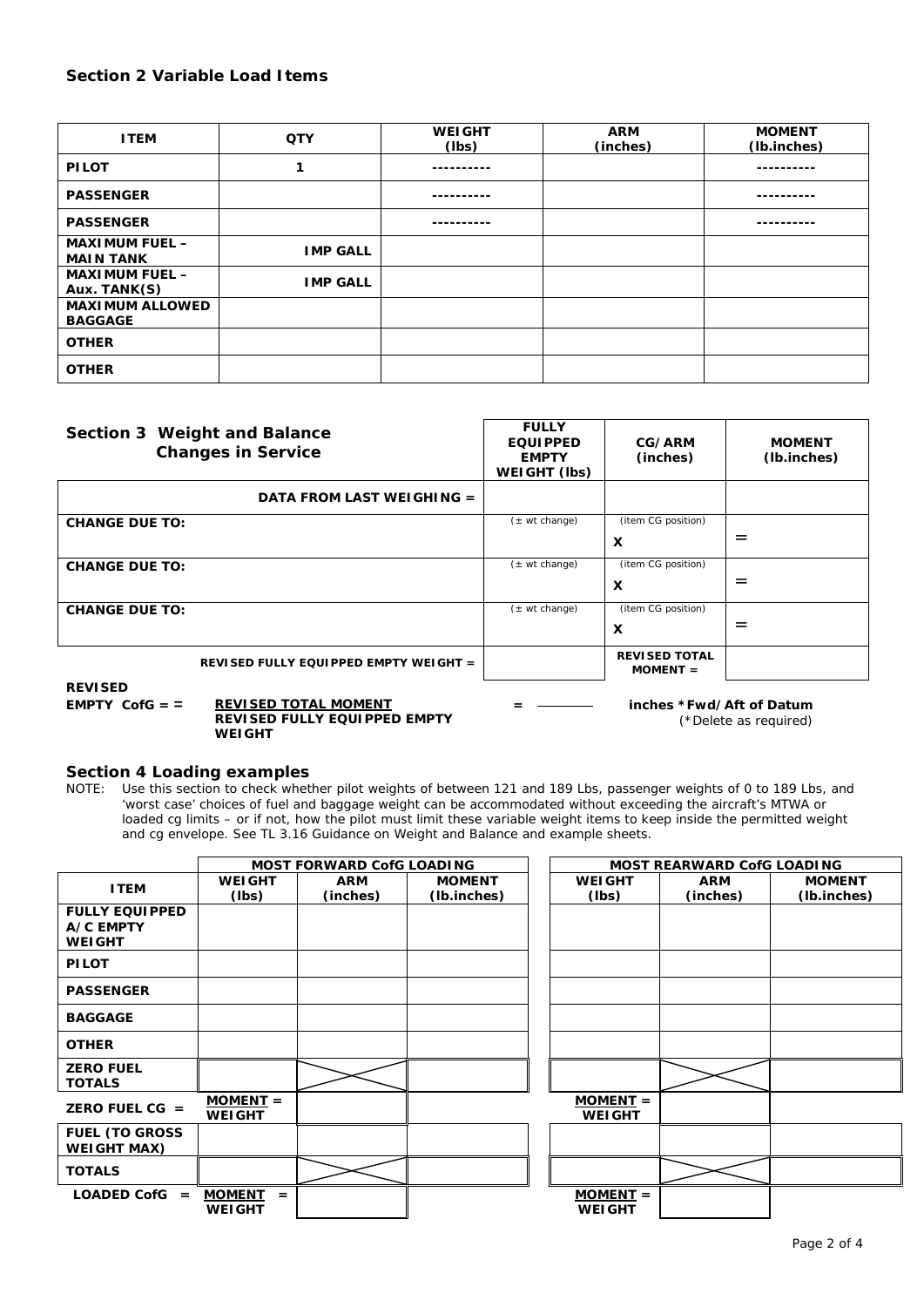## Section 2 Variable Load Items

| ITEM | QTY | WEIGHT (lbs) | ARM (inches) | MOMENT (lb.inches) |
|---|---|---|---|---|
| PILOT | 1 | ---------- | | ---------- |
| PASSENGER | | ---------- | | ---------- |
| PASSENGER | | ---------- | | ---------- |
| MAXIMUM FUEL – MAIN TANK | IMP GALL | | | |
| MAXIMUM FUEL – Aux. TANK(S) | IMP GALL | | | |
| MAXIMUM ALLOWED BAGGAGE | | | | |
| OTHER | | | | |
| OTHER | | | | |

## Section 3 Weight and Balance Changes in Service

| | FULLY EQUIPPED EMPTY WEIGHT (lbs) | CG/ARM (inches) | MOMENT (lb.inches) |
|---|---|---|---|
| DATA FROM LAST WEIGHING = | | | |
| CHANGE DUE TO: | (± wt change) | (item CG position) X | = |
| CHANGE DUE TO: | (± wt change) | (item CG position) X | = |
| CHANGE DUE TO: | (± wt change) | (item CG position) X | = |
| REVISED FULLY EQUIPPED EMPTY WEIGHT = | | REVISED TOTAL MOMENT = | |

**REVISED EMPTY CofG = =** $\dfrac{\text{REVISED TOTAL MOMENT}}{\text{REVISED FULLY EQUIPPED EMPTY WEIGHT}}$ = ________ **inches *Fwd/Aft of Datum**

(*Delete as required)

## Section 4 Loading examples

NOTE: Use this section to check whether pilot weights of between 121 and 189 Lbs, passenger weights of 0 to 189 Lbs, and 'worst case' choices of fuel and baggage weight can be accommodated without exceeding the aircraft's MTWA or loaded cg limits – or if not, how the pilot must limit these variable weight items to keep inside the permitted weight and cg envelope. See TL 3.16 Guidance on Weight and Balance and example sheets.

| | MOST FORWARD CofG LOADING | | | MOST REARWARD CofG LOADING | | |
|---|---|---|---|---|---|---|
| ITEM | WEIGHT (lbs) | ARM (inches) | MOMENT (lb.inches) | WEIGHT (lbs) | ARM (inches) | MOMENT (lb.inches) |
| FULLY EQUIPPED A/C EMPTY WEIGHT | | | | | | |
| PILOT | | | | | | |
| PASSENGER | | | | | | |
| BAGGAGE | | | | | | |
| OTHER | | | | | | |
| ZERO FUEL TOTALS | | | | | | |
| ZERO FUEL CG = | MOMENT = WEIGHT | | | MOMENT = WEIGHT | | |
| FUEL (TO GROSS WEIGHT MAX) | | | | | | |
| TOTALS | | | | | | |
| LOADED CofG = | MOMENT = WEIGHT | | | MOMENT = WEIGHT | | |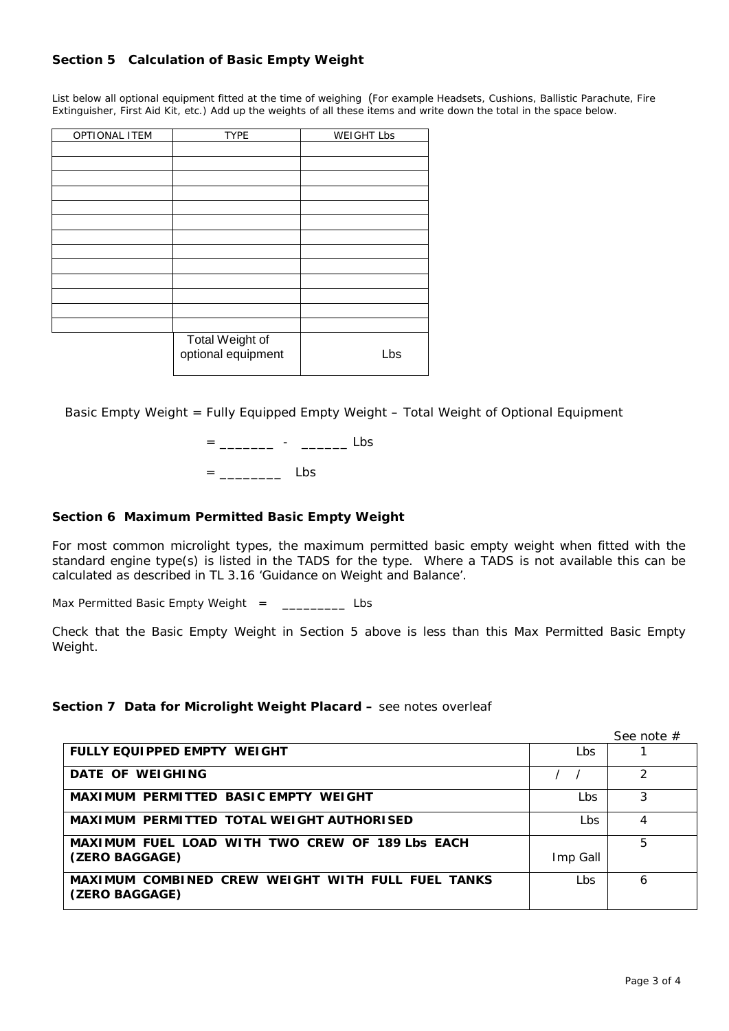## Section 5 Calculation of Basic Empty Weight

List below all optional equipment fitted at the time of weighing (For example Headsets, Cushions, Ballistic Parachute, Fire Extinguisher, First Aid Kit, etc.) Add up the weights of all these items and write down the total in the space below.

| OPTIONAL ITEM | TYPE | WEIGHT Lbs |
|---|---|---|
| | | |
| | | |
| | | |
| | | |
| | | |
| | | |
| | | |
| | | |
| | | |
| | | |
| | | |
| | | |
| | | |
| | Total Weight of optional equipment | Lbs |

Basic Empty Weight = Fully Equipped Empty Weight – Total Weight of Optional Equipment

= _______ - ______ Lbs

= ________ Lbs

## Section 6 Maximum Permitted Basic Empty Weight

For most common microlight types, the maximum permitted basic empty weight when fitted with the standard engine type(s) is listed in the TADS for the type. Where a TADS is not available this can be calculated as described in TL 3.16 'Guidance on Weight and Balance'.

Max Permitted Basic Empty Weight = _________ Lbs

Check that the Basic Empty Weight in Section 5 above is less than this Max Permitted Basic Empty Weight.

## Section 7 Data for Microlight Weight Placard – see notes overleaf

| | | See note # |
|---|---|---|
| **FULLY EQUIPPED EMPTY WEIGHT** | Lbs | 1 |
| **DATE OF WEIGHING** | / / | 2 |
| **MAXIMUM PERMITTED BASIC EMPTY WEIGHT** | Lbs | 3 |
| **MAXIMUM PERMITTED TOTAL WEIGHT AUTHORISED** | Lbs | 4 |
| **MAXIMUM FUEL LOAD WITH TWO CREW OF 189 Lbs EACH (ZERO BAGGAGE)** | Imp Gall | 5 |
| **MAXIMUM COMBINED CREW WEIGHT WITH FULL FUEL TANKS (ZERO BAGGAGE)** | Lbs | 6 |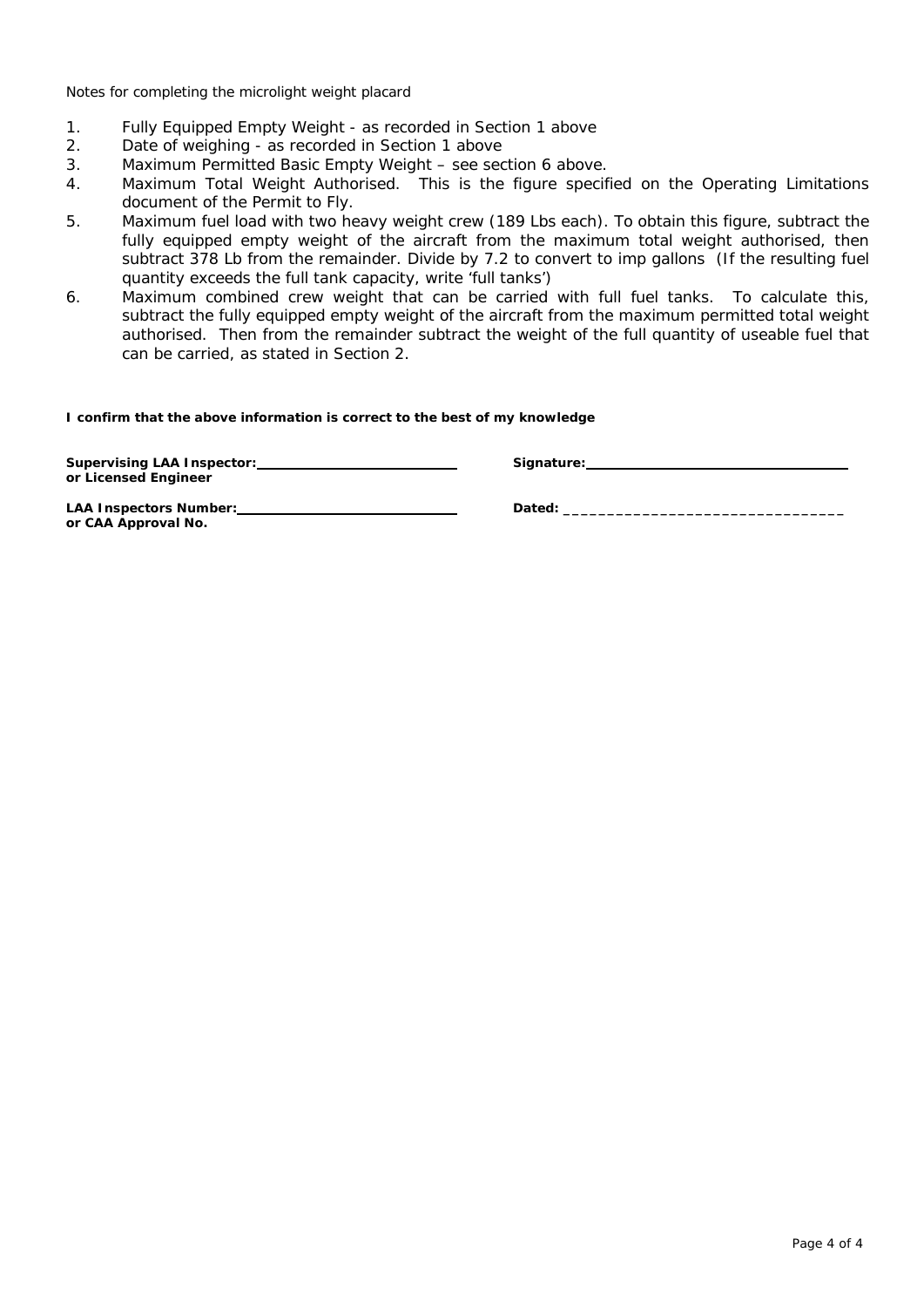Notes for completing the microlight weight placard

1. Fully Equipped Empty Weight - as recorded in Section 1 above
2. Date of weighing - as recorded in Section 1 above
3. Maximum Permitted Basic Empty Weight – see section 6 above.
4. Maximum Total Weight Authorised. This is the figure specified on the Operating Limitations document of the Permit to Fly.
5. Maximum fuel load with two heavy weight crew (189 Lbs each). To obtain this figure, subtract the fully equipped empty weight of the aircraft from the maximum total weight authorised, then subtract 378 Lb from the remainder. Divide by 7.2 to convert to imp gallons (If the resulting fuel quantity exceeds the full tank capacity, write 'full tanks')
6. Maximum combined crew weight that can be carried with full fuel tanks. To calculate this, subtract the fully equipped empty weight of the aircraft from the maximum permitted total weight authorised. Then from the remainder subtract the weight of the full quantity of useable fuel that can be carried, as stated in Section 2.

**I confirm that the above information is correct to the best of my knowledge**

**Supervising LAA Inspector: ____________________**
**or Licensed Engineer**

**Signature: ____________________**

**LAA Inspectors Number: ____________________**
**or CAA Approval No.**

**Dated: ____________________**